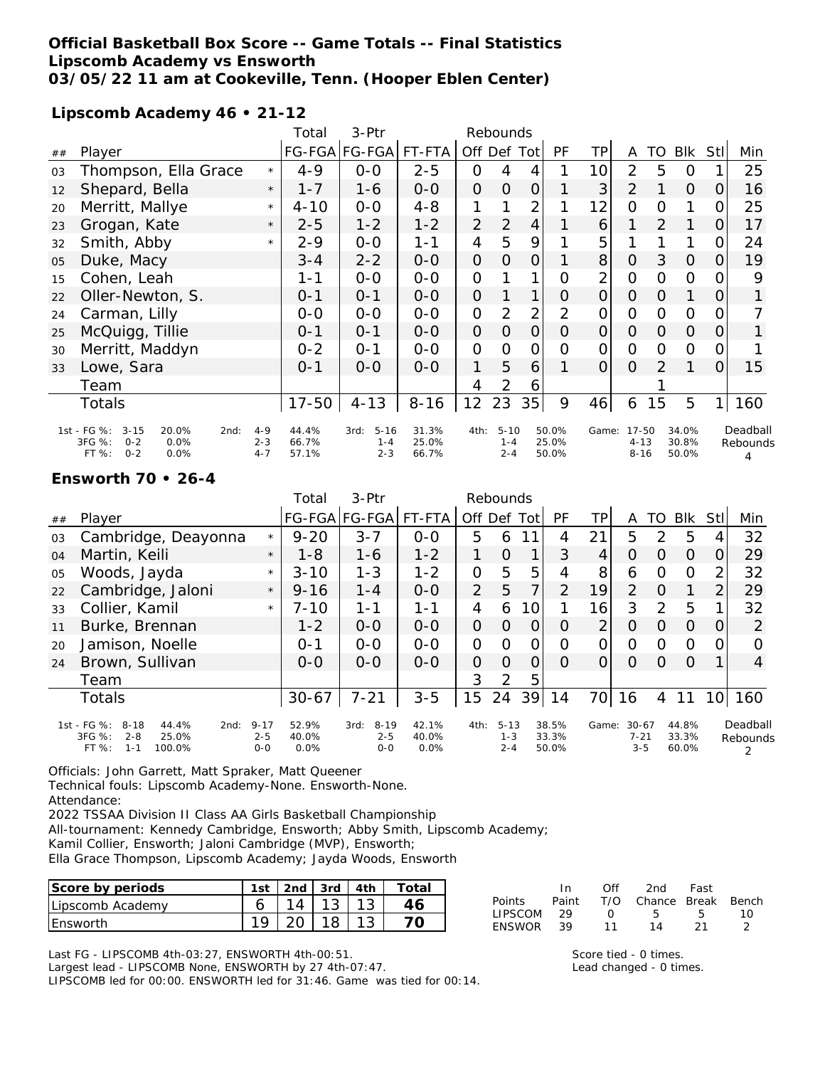**Official Basketball Box Score -- Game Totals -- Final Statistics**
**Lipscomb Academy vs Ensworth**
**03/05/22 11 am at Cookeville, Tenn. (Hooper Eblen Center)**

**Lipscomb Academy 46 • 21-12**

| ## | Player | | Total FG-FGA | 3-Ptr FG-FGA | FT-FTA | Rebounds Off | Def | Tot | PF | TP | A | TO | Blk | Stl | Min |
|---|---|---|---|---|---|---|---|---|---|---|---|---|---|---|---|
| 03 | Thompson, Ella Grace | * | 4-9 | 0-0 | 2-5 | 0 | 4 | 4 | 1 | 10 | 2 | 5 | 0 | 1 | 25 |
| 12 | Shepard, Bella | * | 1-7 | 1-6 | 0-0 | 0 | 0 | 0 | 1 | 3 | 2 | 1 | 0 | 0 | 16 |
| 20 | Merritt, Mallye | * | 4-10 | 0-0 | 4-8 | 1 | 1 | 2 | 1 | 12 | 0 | 0 | 1 | 0 | 25 |
| 23 | Grogan, Kate | * | 2-5 | 1-2 | 1-2 | 2 | 2 | 4 | 1 | 6 | 1 | 2 | 1 | 0 | 17 |
| 32 | Smith, Abby | * | 2-9 | 0-0 | 1-1 | 4 | 5 | 9 | 1 | 5 | 1 | 1 | 1 | 0 | 24 |
| 05 | Duke, Macy | | 3-4 | 2-2 | 0-0 | 0 | 0 | 0 | 1 | 8 | 0 | 3 | 0 | 0 | 19 |
| 15 | Cohen, Leah | | 1-1 | 0-0 | 0-0 | 0 | 1 | 1 | 0 | 2 | 0 | 0 | 0 | 0 | 9 |
| 22 | Oller-Newton, S. | | 0-1 | 0-1 | 0-0 | 0 | 1 | 1 | 0 | 0 | 0 | 0 | 1 | 0 | 1 |
| 24 | Carman, Lilly | | 0-0 | 0-0 | 0-0 | 0 | 2 | 2 | 2 | 0 | 0 | 0 | 0 | 0 | 7 |
| 25 | McQuigg, Tillie | | 0-1 | 0-1 | 0-0 | 0 | 0 | 0 | 0 | 0 | 0 | 0 | 0 | 0 | 1 |
| 30 | Merritt, Maddyn | | 0-2 | 0-1 | 0-0 | 0 | 0 | 0 | 0 | 0 | 0 | 0 | 0 | 0 | 1 |
| 33 | Lowe, Sara | | 0-1 | 0-0 | 0-0 | 1 | 5 | 6 | 1 | 0 | 0 | 2 | 1 | 0 | 15 |
| | Team | | | | | 4 | 2 | 6 | | | | 1 | | | |
| | Totals | | 17-50 | 4-13 | 8-16 | 12 | 23 | 35 | 9 | 46 | 6 | 15 | 5 | 1 | 160 |

| | 1st | | 2nd | | 3rd | | 4th | | Game | | Deadball Rebounds |
|---|---|---|---|---|---|---|---|---|---|---|---|
| FG % | 3-15 | 20.0% | 4-9 | 44.4% | 5-16 | 31.3% | 5-10 | 50.0% | 17-50 | 34.0% | 4 |
| 3FG % | 0-2 | 0.0% | 2-3 | 66.7% | 1-4 | 25.0% | 1-4 | 25.0% | 4-13 | 30.8% | |
| FT % | 0-2 | 0.0% | 4-7 | 57.1% | 2-3 | 66.7% | 2-4 | 50.0% | 8-16 | 50.0% | |

**Ensworth 70 • 26-4**

| ## | Player | | Total FG-FGA | 3-Ptr FG-FGA | FT-FTA | Rebounds Off | Def | Tot | PF | TP | A | TO | Blk | Stl | Min |
|---|---|---|---|---|---|---|---|---|---|---|---|---|---|---|---|
| 03 | Cambridge, Deayonna | * | 9-20 | 3-7 | 0-0 | 5 | 6 | 11 | 4 | 21 | 5 | 2 | 5 | 4 | 32 |
| 04 | Martin, Keili | * | 1-8 | 1-6 | 1-2 | 1 | 0 | 1 | 3 | 4 | 0 | 0 | 0 | 0 | 29 |
| 05 | Woods, Jayda | * | 3-10 | 1-3 | 1-2 | 0 | 5 | 5 | 4 | 8 | 6 | 0 | 0 | 2 | 32 |
| 22 | Cambridge, Jaloni | * | 9-16 | 1-4 | 0-0 | 2 | 5 | 7 | 2 | 19 | 2 | 0 | 1 | 2 | 29 |
| 33 | Collier, Kamil | * | 7-10 | 1-1 | 1-1 | 4 | 6 | 10 | 1 | 16 | 3 | 2 | 5 | 1 | 32 |
| 11 | Burke, Brennan | | 1-2 | 0-0 | 0-0 | 0 | 0 | 0 | 0 | 2 | 0 | 0 | 0 | 0 | 2 |
| 20 | Jamison, Noelle | | 0-1 | 0-0 | 0-0 | 0 | 0 | 0 | 0 | 0 | 0 | 0 | 0 | 0 | 0 |
| 24 | Brown, Sullivan | | 0-0 | 0-0 | 0-0 | 0 | 0 | 0 | 0 | 0 | 0 | 0 | 0 | 1 | 4 |
| | Team | | | | | 3 | 2 | 5 | | | | | | | |
| | Totals | | 30-67 | 7-21 | 3-5 | 15 | 24 | 39 | 14 | 70 | 16 | 4 | 11 | 10 | 160 |

| | 1st | | 2nd | | 3rd | | 4th | | Game | | Deadball Rebounds |
|---|---|---|---|---|---|---|---|---|---|---|---|
| FG % | 8-18 | 44.4% | 9-17 | 52.9% | 8-19 | 42.1% | 5-13 | 38.5% | 30-67 | 44.8% | 2 |
| 3FG % | 2-8 | 25.0% | 2-5 | 40.0% | 2-5 | 40.0% | 1-3 | 33.3% | 7-21 | 33.3% | |
| FT % | 1-1 | 100.0% | 0-0 | 0.0% | 0-0 | 0.0% | 2-4 | 50.0% | 3-5 | 60.0% | |

Officials: John Garrett, Matt Spraker, Matt Queener
Technical fouls: Lipscomb Academy-None. Ensworth-None.
Attendance:
2022 TSSAA Division II Class AA Girls Basketball Championship
All-tournament: Kennedy Cambridge, Ensworth; Abby Smith, Lipscomb Academy;
Kamil Collier, Ensworth; Jaloni Cambridge (MVP), Ensworth;
Ella Grace Thompson, Lipscomb Academy; Jayda Woods, Ensworth

| Score by periods | 1st | 2nd | 3rd | 4th | Total |
|---|---|---|---|---|---|
| Lipscomb Academy | 6 | 14 | 13 | 13 | 46 |
| Ensworth | 19 | 20 | 18 | 13 | 70 |

| Points | In Paint | Off T/O | 2nd Chance | Fast Break | Bench |
|---|---|---|---|---|---|
| LIPSCOM | 29 | 0 | 5 | 5 | 10 |
| ENSWOR | 39 | 11 | 14 | 21 | 2 |

Last FG - LIPSCOMB 4th-03:27, ENSWORTH 4th-00:51.
Largest lead - LIPSCOMB None, ENSWORTH by 27 4th-07:47.
LIPSCOMB led for 00:00. ENSWORTH led for 31:46. Game was tied for 00:14.

Score tied - 0 times.
Lead changed - 0 times.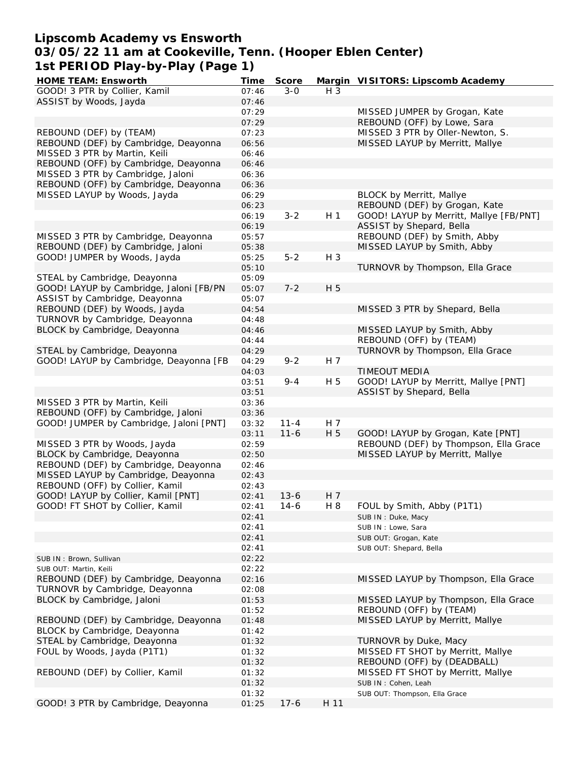# Lipscomb Academy vs Ensworth
## 03/05/22 11 am at Cookeville, Tenn. (Hooper Eblen Center)
## 1st PERIOD Play-by-Play (Page 1)

| HOME TEAM: Ensworth | Time | Score | Margin | VISITORS: Lipscomb Academy |
|---|---|---|---|---|
| GOOD! 3 PTR by Collier, Kamil | 07:46 | 3-0 | H 3 | |
| ASSIST by Woods, Jayda | 07:46 | | | |
| | 07:29 | | | MISSED JUMPER by Grogan, Kate |
| | 07:29 | | | REBOUND (OFF) by Lowe, Sara |
| REBOUND (DEF) by (TEAM) | 07:23 | | | MISSED 3 PTR by Oller-Newton, S. |
| REBOUND (DEF) by Cambridge, Deayonna | 06:56 | | | MISSED LAYUP by Merritt, Mallye |
| MISSED 3 PTR by Martin, Keili | 06:46 | | | |
| REBOUND (OFF) by Cambridge, Deayonna | 06:46 | | | |
| MISSED 3 PTR by Cambridge, Jaloni | 06:36 | | | |
| REBOUND (OFF) by Cambridge, Deayonna | 06:36 | | | |
| MISSED LAYUP by Woods, Jayda | 06:29 | | | BLOCK by Merritt, Mallye |
| | 06:23 | | | REBOUND (DEF) by Grogan, Kate |
| | 06:19 | 3-2 | H 1 | GOOD! LAYUP by Merritt, Mallye [FB/PNT] |
| | 06:19 | | | ASSIST by Shepard, Bella |
| MISSED 3 PTR by Cambridge, Deayonna | 05:57 | | | REBOUND (DEF) by Smith, Abby |
| REBOUND (DEF) by Cambridge, Jaloni | 05:38 | | | MISSED LAYUP by Smith, Abby |
| GOOD! JUMPER by Woods, Jayda | 05:25 | 5-2 | H 3 | |
| | 05:10 | | | TURNOVR by Thompson, Ella Grace |
| STEAL by Cambridge, Deayonna | 05:09 | | | |
| GOOD! LAYUP by Cambridge, Jaloni [FB/PN | 05:07 | 7-2 | H 5 | |
| ASSIST by Cambridge, Deayonna | 05:07 | | | |
| REBOUND (DEF) by Woods, Jayda | 04:54 | | | MISSED 3 PTR by Shepard, Bella |
| TURNOVR by Cambridge, Deayonna | 04:48 | | | |
| BLOCK by Cambridge, Deayonna | 04:46 | | | MISSED LAYUP by Smith, Abby |
| | 04:44 | | | REBOUND (OFF) by (TEAM) |
| STEAL by Cambridge, Deayonna | 04:29 | | | TURNOVR by Thompson, Ella Grace |
| GOOD! LAYUP by Cambridge, Deayonna [FB | 04:29 | 9-2 | H 7 | |
| | 04:03 | | | TIMEOUT MEDIA |
| | 03:51 | 9-4 | H 5 | GOOD! LAYUP by Merritt, Mallye [PNT] |
| | 03:51 | | | ASSIST by Shepard, Bella |
| MISSED 3 PTR by Martin, Keili | 03:36 | | | |
| REBOUND (OFF) by Cambridge, Jaloni | 03:36 | | | |
| GOOD! JUMPER by Cambridge, Jaloni [PNT] | 03:32 | 11-4 | H 7 | |
| | 03:11 | 11-6 | H 5 | GOOD! LAYUP by Grogan, Kate [PNT] |
| MISSED 3 PTR by Woods, Jayda | 02:59 | | | REBOUND (DEF) by Thompson, Ella Grace |
| BLOCK by Cambridge, Deayonna | 02:50 | | | MISSED LAYUP by Merritt, Mallye |
| REBOUND (DEF) by Cambridge, Deayonna | 02:46 | | | |
| MISSED LAYUP by Cambridge, Deayonna | 02:43 | | | |
| REBOUND (OFF) by Collier, Kamil | 02:43 | | | |
| GOOD! LAYUP by Collier, Kamil [PNT] | 02:41 | 13-6 | H 7 | |
| GOOD! FT SHOT by Collier, Kamil | 02:41 | 14-6 | H 8 | FOUL by Smith, Abby (P1T1) |
| | 02:41 | | | SUB IN : Duke, Macy |
| | 02:41 | | | SUB IN : Lowe, Sara |
| | 02:41 | | | SUB OUT: Grogan, Kate |
| | 02:41 | | | SUB OUT: Shepard, Bella |
| SUB IN : Brown, Sullivan | 02:22 | | | |
| SUB OUT: Martin, Keili | 02:22 | | | |
| REBOUND (DEF) by Cambridge, Deayonna | 02:16 | | | MISSED LAYUP by Thompson, Ella Grace |
| TURNOVR by Cambridge, Deayonna | 02:08 | | | |
| BLOCK by Cambridge, Jaloni | 01:53 | | | MISSED LAYUP by Thompson, Ella Grace |
| | 01:52 | | | REBOUND (OFF) by (TEAM) |
| REBOUND (DEF) by Cambridge, Deayonna | 01:48 | | | MISSED LAYUP by Merritt, Mallye |
| BLOCK by Cambridge, Deayonna | 01:42 | | | |
| STEAL by Cambridge, Deayonna | 01:32 | | | TURNOVR by Duke, Macy |
| FOUL by Woods, Jayda (P1T1) | 01:32 | | | MISSED FT SHOT by Merritt, Mallye |
| | 01:32 | | | REBOUND (OFF) by (DEADBALL) |
| REBOUND (DEF) by Collier, Kamil | 01:32 | | | MISSED FT SHOT by Merritt, Mallye |
| | 01:32 | | | SUB IN : Cohen, Leah |
| | 01:32 | | | SUB OUT: Thompson, Ella Grace |
| GOOD! 3 PTR by Cambridge, Deayonna | 01:25 | 17-6 | H 11 | |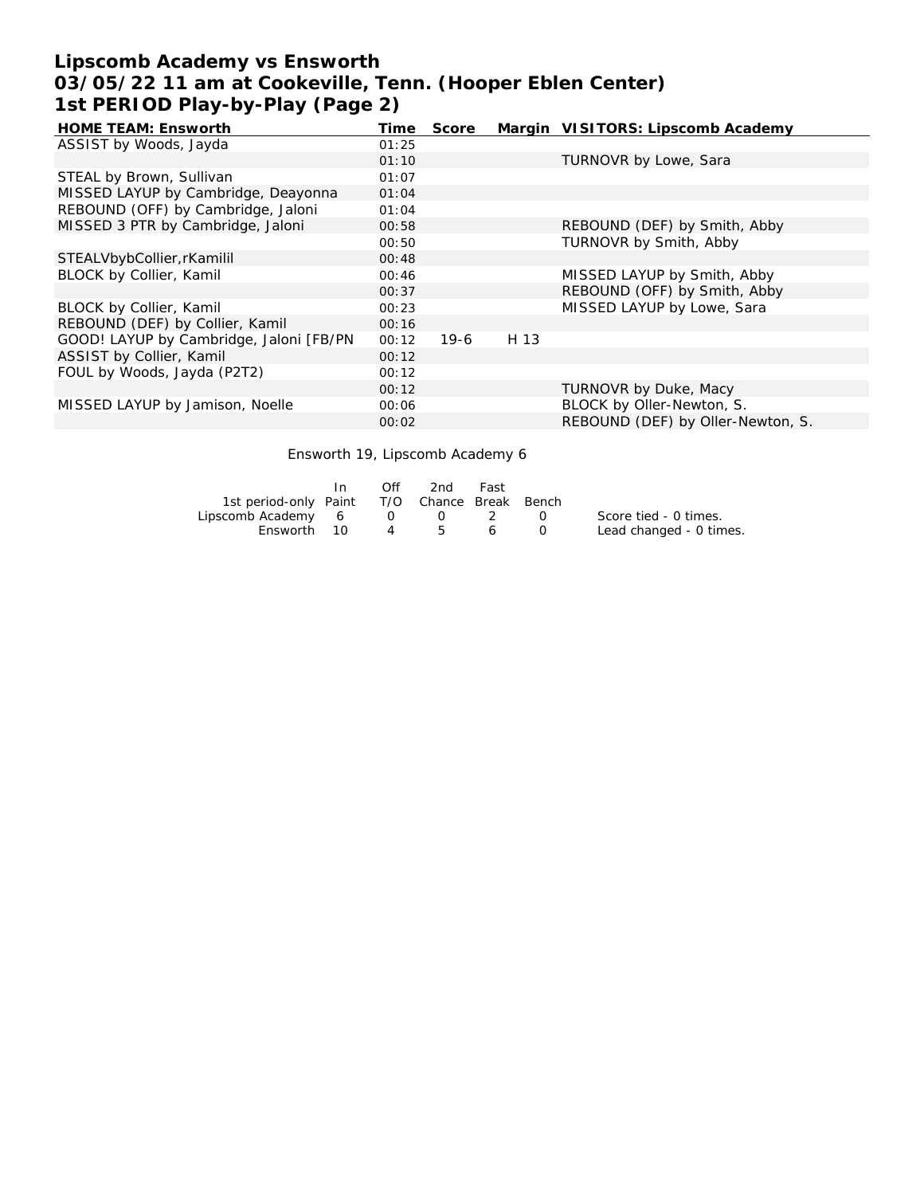# Lipscomb Academy vs Ensworth
## 03/05/22 11 am at Cookeville, Tenn. (Hooper Eblen Center)
## 1st PERIOD Play-by-Play (Page 2)

| HOME TEAM: Ensworth | Time | Score | Margin | VISITORS: Lipscomb Academy |
|---|---|---|---|---|
| ASSIST by Woods, Jayda | 01:25 | | | |
| | 01:10 | | | TURNOVR by Lowe, Sara |
| STEAL by Brown, Sullivan | 01:07 | | | |
| MISSED LAYUP by Cambridge, Deayonna | 01:04 | | | |
| REBOUND (OFF) by Cambridge, Jaloni | 01:04 | | | |
| MISSED 3 PTR by Cambridge, Jaloni | 00:58 | | | REBOUND (DEF) by Smith, Abby |
| | 00:50 | | | TURNOVR by Smith, Abby |
| STEALVbybCollier,rKamilil | 00:48 | | | |
| BLOCK by Collier, Kamil | 00:46 | | | MISSED LAYUP by Smith, Abby |
| | 00:37 | | | REBOUND (OFF) by Smith, Abby |
| BLOCK by Collier, Kamil | 00:23 | | | MISSED LAYUP by Lowe, Sara |
| REBOUND (DEF) by Collier, Kamil | 00:16 | | | |
| GOOD! LAYUP by Cambridge, Jaloni [FB/PN | 00:12 | 19-6 | H 13 | |
| ASSIST by Collier, Kamil | 00:12 | | | |
| FOUL by Woods, Jayda (P2T2) | 00:12 | | | |
| | 00:12 | | | TURNOVR by Duke, Macy |
| MISSED LAYUP by Jamison, Noelle | 00:06 | | | BLOCK by Oller-Newton, S. |
| | 00:02 | | | REBOUND (DEF) by Oller-Newton, S. |

Ensworth 19, Lipscomb Academy 6

| 1st period-only | In Paint | Off T/O | 2nd Chance | Fast Break | Bench |
|---|---|---|---|---|---|
| Lipscomb Academy | 6 | 0 | 0 | 2 | 0 |
| Ensworth | 10 | 4 | 5 | 6 | 0 |

Score tied - 0 times.
Lead changed - 0 times.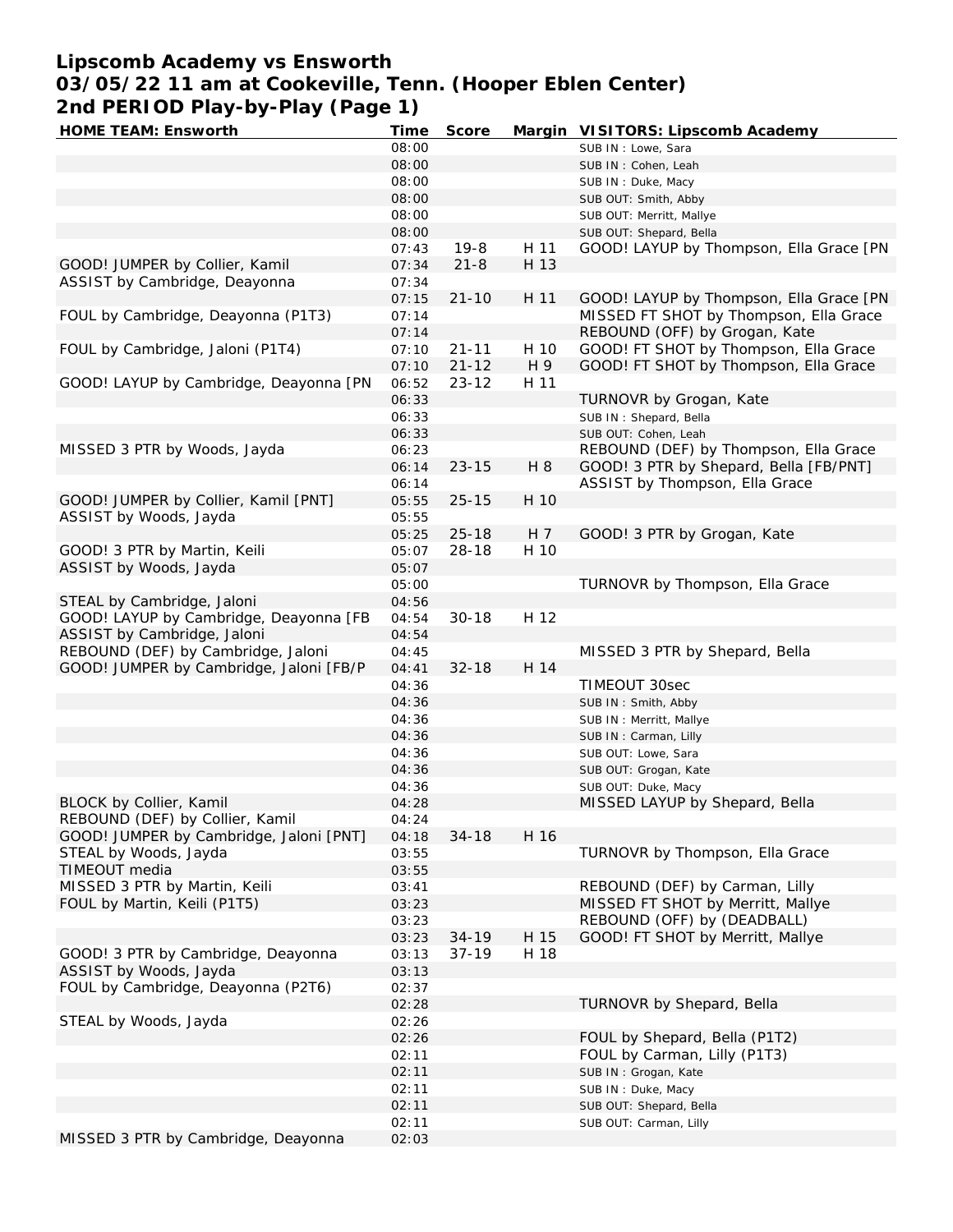# Lipscomb Academy vs Ensworth
## 03/05/22 11 am at Cookeville, Tenn. (Hooper Eblen Center)
## 2nd PERIOD Play-by-Play (Page 1)

| HOME TEAM: Ensworth | Time | Score | Margin | VISITORS: Lipscomb Academy |
|---|---|---|---|---|
| | 08:00 | | | SUB IN : Lowe, Sara |
| | 08:00 | | | SUB IN : Cohen, Leah |
| | 08:00 | | | SUB IN : Duke, Macy |
| | 08:00 | | | SUB OUT: Smith, Abby |
| | 08:00 | | | SUB OUT: Merritt, Mallye |
| | 08:00 | | | SUB OUT: Shepard, Bella |
| | 07:43 | 19-8 | H 11 | GOOD! LAYUP by Thompson, Ella Grace [PN |
| GOOD! JUMPER by Collier, Kamil | 07:34 | 21-8 | H 13 | |
| ASSIST by Cambridge, Deayonna | 07:34 | | | |
| | 07:15 | 21-10 | H 11 | GOOD! LAYUP by Thompson, Ella Grace [PN |
| FOUL by Cambridge, Deayonna (P1T3) | 07:14 | | | MISSED FT SHOT by Thompson, Ella Grace |
| | 07:14 | | | REBOUND (OFF) by Grogan, Kate |
| FOUL by Cambridge, Jaloni (P1T4) | 07:10 | 21-11 | H 10 | GOOD! FT SHOT by Thompson, Ella Grace |
| | 07:10 | 21-12 | H 9 | GOOD! FT SHOT by Thompson, Ella Grace |
| GOOD! LAYUP by Cambridge, Deayonna [PN | 06:52 | 23-12 | H 11 | |
| | 06:33 | | | TURNOVR by Grogan, Kate |
| | 06:33 | | | SUB IN : Shepard, Bella |
| | 06:33 | | | SUB OUT: Cohen, Leah |
| MISSED 3 PTR by Woods, Jayda | 06:23 | | | REBOUND (DEF) by Thompson, Ella Grace |
| | 06:14 | 23-15 | H 8 | GOOD! 3 PTR by Shepard, Bella [FB/PNT] |
| | 06:14 | | | ASSIST by Thompson, Ella Grace |
| GOOD! JUMPER by Collier, Kamil [PNT] | 05:55 | 25-15 | H 10 | |
| ASSIST by Woods, Jayda | 05:55 | | | |
| | 05:25 | 25-18 | H 7 | GOOD! 3 PTR by Grogan, Kate |
| GOOD! 3 PTR by Martin, Keili | 05:07 | 28-18 | H 10 | |
| ASSIST by Woods, Jayda | 05:07 | | | |
| | 05:00 | | | TURNOVR by Thompson, Ella Grace |
| STEAL by Cambridge, Jaloni | 04:56 | | | |
| GOOD! LAYUP by Cambridge, Deayonna [FB | 04:54 | 30-18 | H 12 | |
| ASSIST by Cambridge, Jaloni | 04:54 | | | |
| REBOUND (DEF) by Cambridge, Jaloni | 04:45 | | | MISSED 3 PTR by Shepard, Bella |
| GOOD! JUMPER by Cambridge, Jaloni [FB/P | 04:41 | 32-18 | H 14 | |
| | 04:36 | | | TIMEOUT 30sec |
| | 04:36 | | | SUB IN : Smith, Abby |
| | 04:36 | | | SUB IN : Merritt, Mallye |
| | 04:36 | | | SUB IN : Carman, Lilly |
| | 04:36 | | | SUB OUT: Lowe, Sara |
| | 04:36 | | | SUB OUT: Grogan, Kate |
| | 04:36 | | | SUB OUT: Duke, Macy |
| BLOCK by Collier, Kamil | 04:28 | | | MISSED LAYUP by Shepard, Bella |
| REBOUND (DEF) by Collier, Kamil | 04:24 | | | |
| GOOD! JUMPER by Cambridge, Jaloni [PNT] | 04:18 | 34-18 | H 16 | |
| STEAL by Woods, Jayda | 03:55 | | | TURNOVR by Thompson, Ella Grace |
| TIMEOUT media | 03:55 | | | |
| MISSED 3 PTR by Martin, Keili | 03:41 | | | REBOUND (DEF) by Carman, Lilly |
| FOUL by Martin, Keili (P1T5) | 03:23 | | | MISSED FT SHOT by Merritt, Mallye |
| | 03:23 | | | REBOUND (OFF) by (DEADBALL) |
| | 03:23 | 34-19 | H 15 | GOOD! FT SHOT by Merritt, Mallye |
| GOOD! 3 PTR by Cambridge, Deayonna | 03:13 | 37-19 | H 18 | |
| ASSIST by Woods, Jayda | 03:13 | | | |
| FOUL by Cambridge, Deayonna (P2T6) | 02:37 | | | |
| | 02:28 | | | TURNOVR by Shepard, Bella |
| STEAL by Woods, Jayda | 02:26 | | | |
| | 02:26 | | | FOUL by Shepard, Bella (P1T2) |
| | 02:11 | | | FOUL by Carman, Lilly (P1T3) |
| | 02:11 | | | SUB IN : Grogan, Kate |
| | 02:11 | | | SUB IN : Duke, Macy |
| | 02:11 | | | SUB OUT: Shepard, Bella |
| | 02:11 | | | SUB OUT: Carman, Lilly |
| MISSED 3 PTR by Cambridge, Deayonna | 02:03 | | | |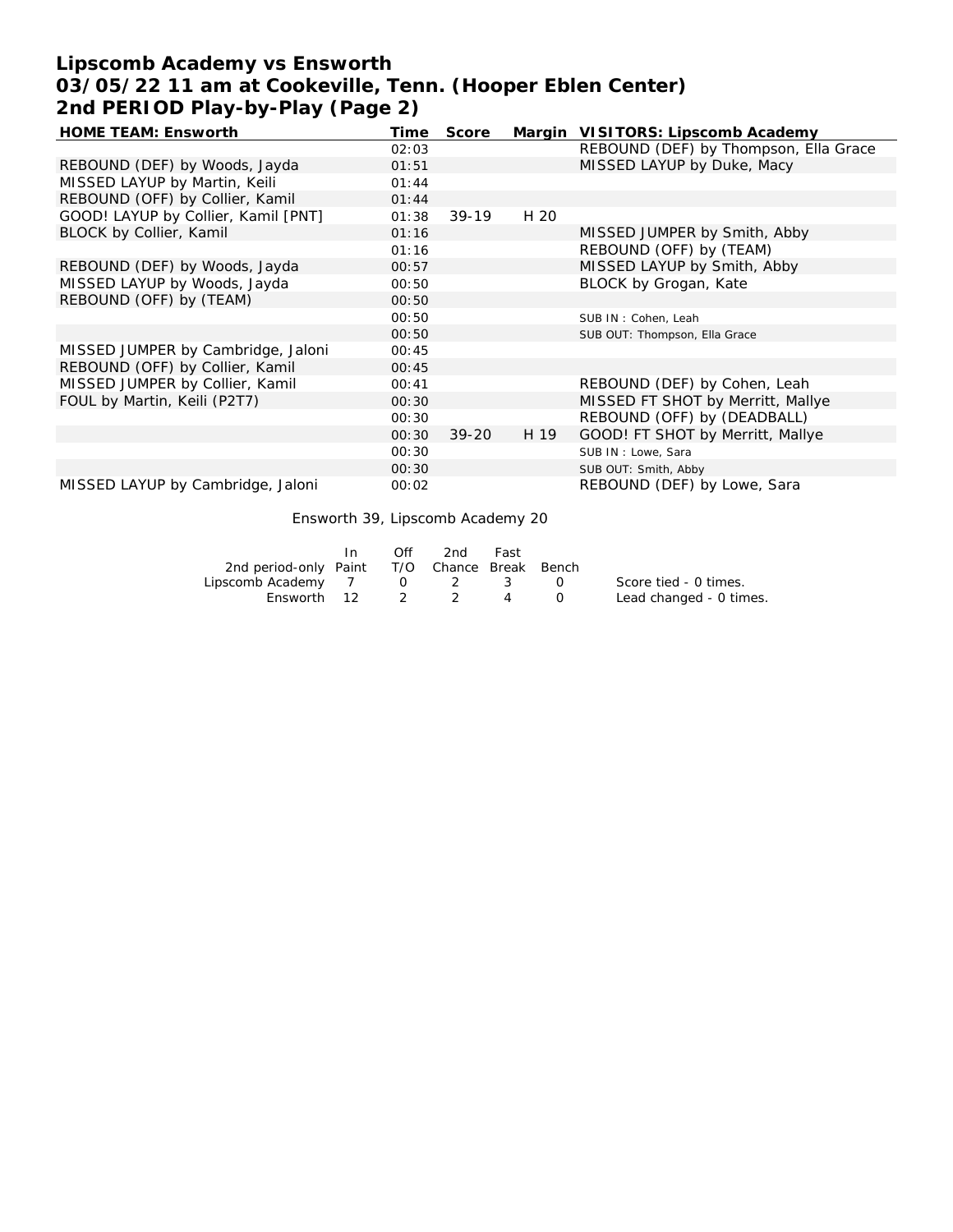# Lipscomb Academy vs Ensworth
## 03/05/22 11 am at Cookeville, Tenn. (Hooper Eblen Center)
## 2nd PERIOD Play-by-Play (Page 2)

| HOME TEAM: Ensworth | Time | Score | Margin | VISITORS: Lipscomb Academy |
|---|---|---|---|---|
| | 02:03 | | | REBOUND (DEF) by Thompson, Ella Grace |
| REBOUND (DEF) by Woods, Jayda | 01:51 | | | MISSED LAYUP by Duke, Macy |
| MISSED LAYUP by Martin, Keili | 01:44 | | | |
| REBOUND (OFF) by Collier, Kamil | 01:44 | | | |
| GOOD! LAYUP by Collier, Kamil [PNT] | 01:38 | 39-19 | H 20 | |
| BLOCK by Collier, Kamil | 01:16 | | | MISSED JUMPER by Smith, Abby |
| | 01:16 | | | REBOUND (OFF) by (TEAM) |
| REBOUND (DEF) by Woods, Jayda | 00:57 | | | MISSED LAYUP by Smith, Abby |
| MISSED LAYUP by Woods, Jayda | 00:50 | | | BLOCK by Grogan, Kate |
| REBOUND (OFF) by (TEAM) | 00:50 | | | |
| | 00:50 | | | SUB IN : Cohen, Leah |
| | 00:50 | | | SUB OUT: Thompson, Ella Grace |
| MISSED JUMPER by Cambridge, Jaloni | 00:45 | | | |
| REBOUND (OFF) by Collier, Kamil | 00:45 | | | |
| MISSED JUMPER by Collier, Kamil | 00:41 | | | REBOUND (DEF) by Cohen, Leah |
| FOUL by Martin, Keili (P2T7) | 00:30 | | | MISSED FT SHOT by Merritt, Mallye |
| | 00:30 | | | REBOUND (OFF) by (DEADBALL) |
| | 00:30 | 39-20 | H 19 | GOOD! FT SHOT by Merritt, Mallye |
| | 00:30 | | | SUB IN : Lowe, Sara |
| | 00:30 | | | SUB OUT: Smith, Abby |
| MISSED LAYUP by Cambridge, Jaloni | 00:02 | | | REBOUND (DEF) by Lowe, Sara |

Ensworth 39, Lipscomb Academy 20

| 2nd period-only | In Paint | Off T/O | 2nd Chance | Fast Break | Bench |
|---|---|---|---|---|---|
| Lipscomb Academy | 7 | 0 | 2 | 3 | 0 |
| Ensworth | 12 | 2 | 2 | 4 | 0 |

Score tied - 0 times.
Lead changed - 0 times.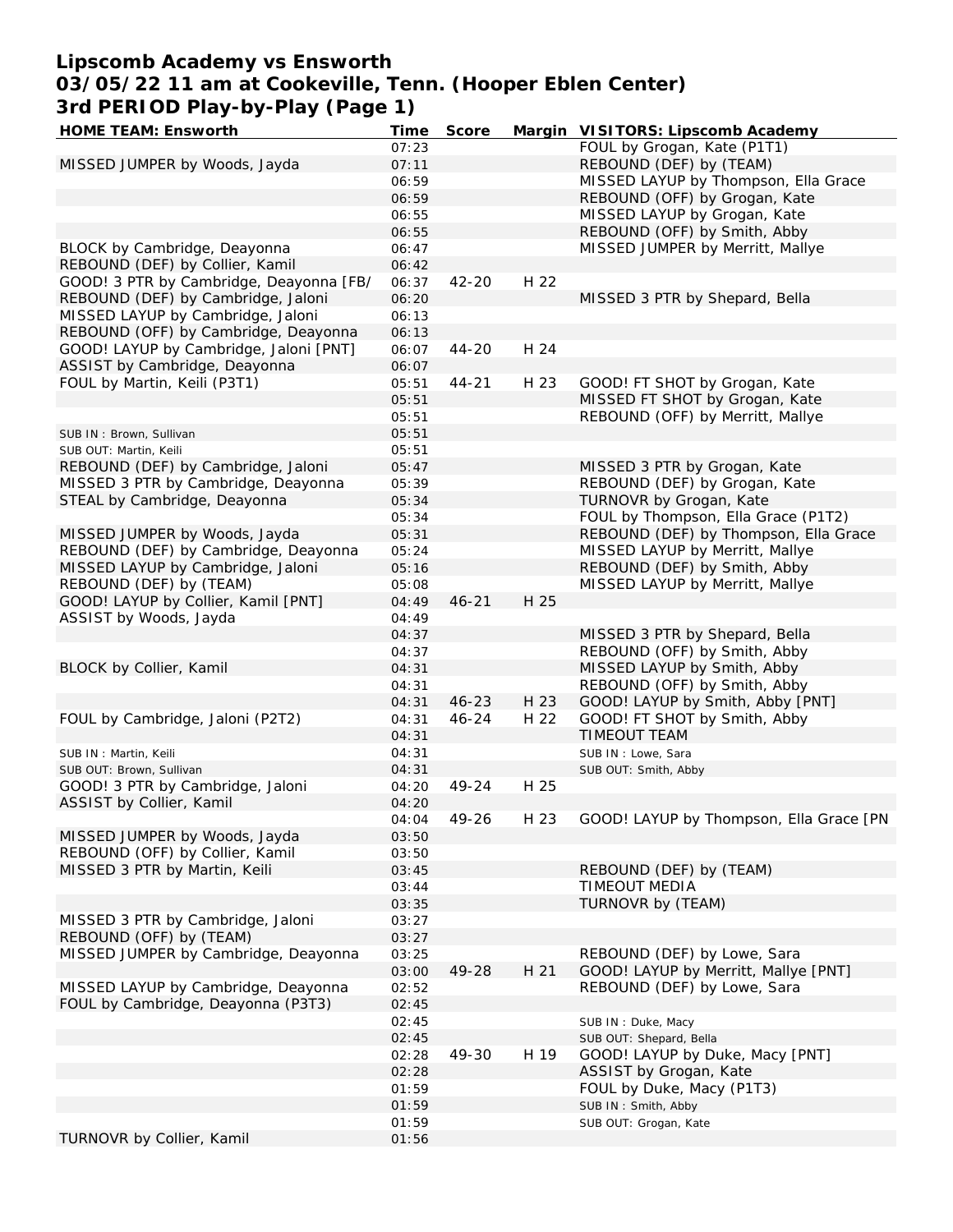# Lipscomb Academy vs Ensworth
## 03/05/22 11 am at Cookeville, Tenn. (Hooper Eblen Center)
### 3rd PERIOD Play-by-Play (Page 1)

| HOME TEAM: Ensworth | Time | Score | Margin | VISITORS: Lipscomb Academy |
|---|---|---|---|---|
| | 07:23 | | | FOUL by Grogan, Kate (P1T1) |
| MISSED JUMPER by Woods, Jayda | 07:11 | | | REBOUND (DEF) by (TEAM) |
| | 06:59 | | | MISSED LAYUP by Thompson, Ella Grace |
| | 06:59 | | | REBOUND (OFF) by Grogan, Kate |
| | 06:55 | | | MISSED LAYUP by Grogan, Kate |
| | 06:55 | | | REBOUND (OFF) by Smith, Abby |
| BLOCK by Cambridge, Deayonna | 06:47 | | | MISSED JUMPER by Merritt, Mallye |
| REBOUND (DEF) by Collier, Kamil | 06:42 | | | |
| GOOD! 3 PTR by Cambridge, Deayonna [FB/ | 06:37 | 42-20 | H 22 | |
| REBOUND (DEF) by Cambridge, Jaloni | 06:20 | | | MISSED 3 PTR by Shepard, Bella |
| MISSED LAYUP by Cambridge, Jaloni | 06:13 | | | |
| REBOUND (OFF) by Cambridge, Deayonna | 06:13 | | | |
| GOOD! LAYUP by Cambridge, Jaloni [PNT] | 06:07 | 44-20 | H 24 | |
| ASSIST by Cambridge, Deayonna | 06:07 | | | |
| FOUL by Martin, Keili (P3T1) | 05:51 | 44-21 | H 23 | GOOD! FT SHOT by Grogan, Kate |
| | 05:51 | | | MISSED FT SHOT by Grogan, Kate |
| | 05:51 | | | REBOUND (OFF) by Merritt, Mallye |
| SUB IN : Brown, Sullivan | 05:51 | | | |
| SUB OUT: Martin, Keili | 05:51 | | | |
| REBOUND (DEF) by Cambridge, Jaloni | 05:47 | | | MISSED 3 PTR by Grogan, Kate |
| MISSED 3 PTR by Cambridge, Deayonna | 05:39 | | | REBOUND (DEF) by Grogan, Kate |
| STEAL by Cambridge, Deayonna | 05:34 | | | TURNOVR by Grogan, Kate |
| | 05:34 | | | FOUL by Thompson, Ella Grace (P1T2) |
| MISSED JUMPER by Woods, Jayda | 05:31 | | | REBOUND (DEF) by Thompson, Ella Grace |
| REBOUND (DEF) by Cambridge, Deayonna | 05:24 | | | MISSED LAYUP by Merritt, Mallye |
| MISSED LAYUP by Cambridge, Jaloni | 05:16 | | | REBOUND (DEF) by Smith, Abby |
| REBOUND (DEF) by (TEAM) | 05:08 | | | MISSED LAYUP by Merritt, Mallye |
| GOOD! LAYUP by Collier, Kamil [PNT] | 04:49 | 46-21 | H 25 | |
| ASSIST by Woods, Jayda | 04:49 | | | |
| | 04:37 | | | MISSED 3 PTR by Shepard, Bella |
| | 04:37 | | | REBOUND (OFF) by Smith, Abby |
| BLOCK by Collier, Kamil | 04:31 | | | MISSED LAYUP by Smith, Abby |
| | 04:31 | | | REBOUND (OFF) by Smith, Abby |
| | 04:31 | 46-23 | H 23 | GOOD! LAYUP by Smith, Abby [PNT] |
| FOUL by Cambridge, Jaloni (P2T2) | 04:31 | 46-24 | H 22 | GOOD! FT SHOT by Smith, Abby |
| | 04:31 | | | TIMEOUT TEAM |
| SUB IN : Martin, Keili | 04:31 | | | SUB IN : Lowe, Sara |
| SUB OUT: Brown, Sullivan | 04:31 | | | SUB OUT: Smith, Abby |
| GOOD! 3 PTR by Cambridge, Jaloni | 04:20 | 49-24 | H 25 | |
| ASSIST by Collier, Kamil | 04:20 | | | |
| | 04:04 | 49-26 | H 23 | GOOD! LAYUP by Thompson, Ella Grace [PN |
| MISSED JUMPER by Woods, Jayda | 03:50 | | | |
| REBOUND (OFF) by Collier, Kamil | 03:50 | | | |
| MISSED 3 PTR by Martin, Keili | 03:45 | | | REBOUND (DEF) by (TEAM) |
| | 03:44 | | | TIMEOUT MEDIA |
| | 03:35 | | | TURNOVR by (TEAM) |
| MISSED 3 PTR by Cambridge, Jaloni | 03:27 | | | |
| REBOUND (OFF) by (TEAM) | 03:27 | | | |
| MISSED JUMPER by Cambridge, Deayonna | 03:25 | | | REBOUND (DEF) by Lowe, Sara |
| | 03:00 | 49-28 | H 21 | GOOD! LAYUP by Merritt, Mallye [PNT] |
| MISSED LAYUP by Cambridge, Deayonna | 02:52 | | | REBOUND (DEF) by Lowe, Sara |
| FOUL by Cambridge, Deayonna (P3T3) | 02:45 | | | |
| | 02:45 | | | SUB IN : Duke, Macy |
| | 02:45 | | | SUB OUT: Shepard, Bella |
| | 02:28 | 49-30 | H 19 | GOOD! LAYUP by Duke, Macy [PNT] |
| | 02:28 | | | ASSIST by Grogan, Kate |
| | 01:59 | | | FOUL by Duke, Macy (P1T3) |
| | 01:59 | | | SUB IN : Smith, Abby |
| | 01:59 | | | SUB OUT: Grogan, Kate |
| TURNOVR by Collier, Kamil | 01:56 | | | |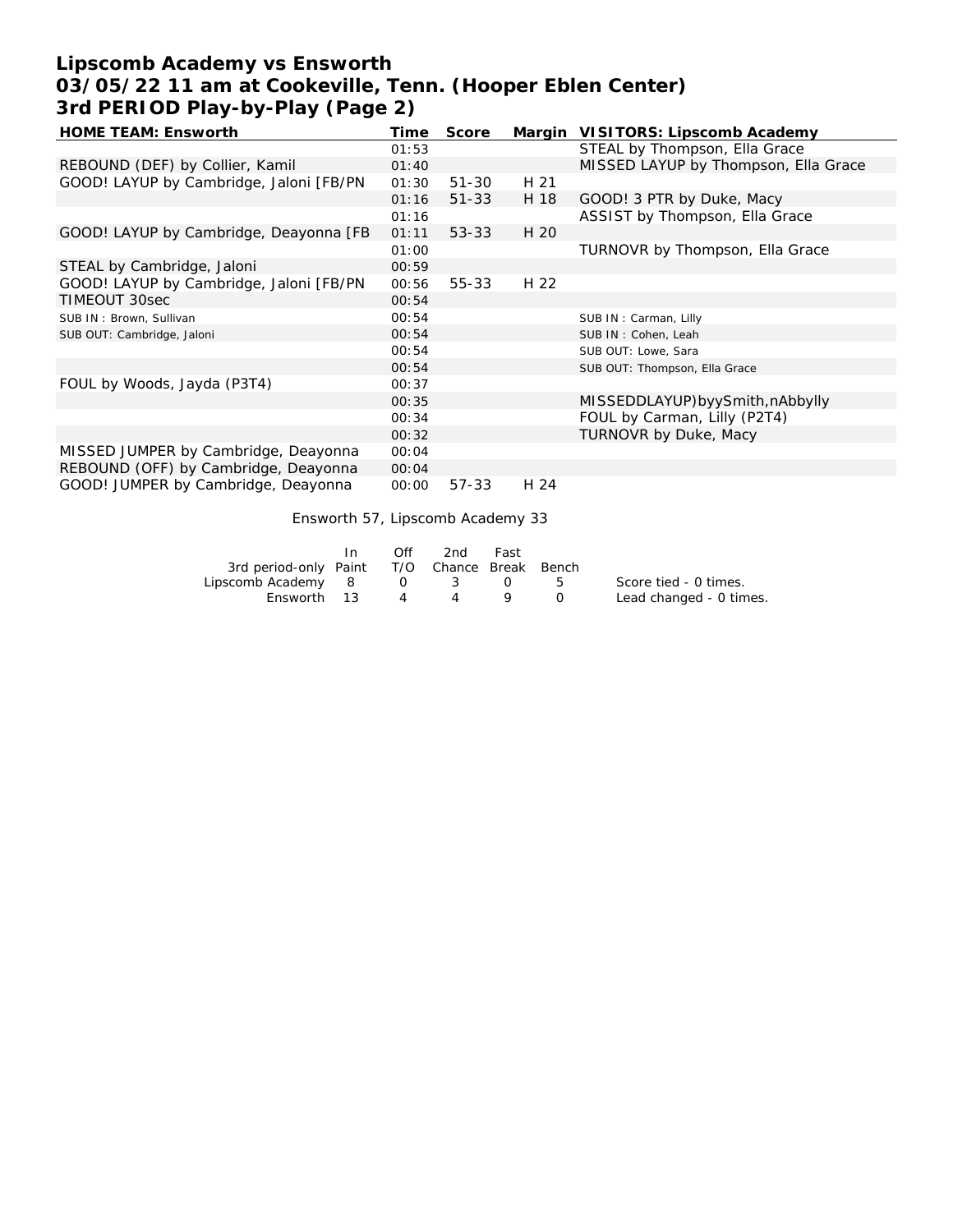# Lipscomb Academy vs Ensworth
# 03/05/22 11 am at Cookeville, Tenn. (Hooper Eblen Center)
# 3rd PERIOD Play-by-Play (Page 2)

| HOME TEAM: Ensworth | Time | Score | Margin | VISITORS: Lipscomb Academy |
|---|---|---|---|---|
| | 01:53 | | | STEAL by Thompson, Ella Grace |
| REBOUND (DEF) by Collier, Kamil | 01:40 | | | MISSED LAYUP by Thompson, Ella Grace |
| GOOD! LAYUP by Cambridge, Jaloni [FB/PN | 01:30 | 51-30 | H 21 | |
| | 01:16 | 51-33 | H 18 | GOOD! 3 PTR by Duke, Macy |
| | 01:16 | | | ASSIST by Thompson, Ella Grace |
| GOOD! LAYUP by Cambridge, Deayonna [FB | 01:11 | 53-33 | H 20 | |
| | 01:00 | | | TURNOVR by Thompson, Ella Grace |
| STEAL by Cambridge, Jaloni | 00:59 | | | |
| GOOD! LAYUP by Cambridge, Jaloni [FB/PN | 00:56 | 55-33 | H 22 | |
| TIMEOUT 30sec | 00:54 | | | |
| SUB IN : Brown, Sullivan | 00:54 | | | SUB IN : Carman, Lilly |
| SUB OUT: Cambridge, Jaloni | 00:54 | | | SUB IN : Cohen, Leah |
| | 00:54 | | | SUB OUT: Lowe, Sara |
| | 00:54 | | | SUB OUT: Thompson, Ella Grace |
| FOUL by Woods, Jayda (P3T4) | 00:37 | | | |
| | 00:35 | | | MISSEDDLAYUP)byySmith,nAbbylly |
| | 00:34 | | | FOUL by Carman, Lilly (P2T4) |
| | 00:32 | | | TURNOVR by Duke, Macy |
| MISSED JUMPER by Cambridge, Deayonna | 00:04 | | | |
| REBOUND (OFF) by Cambridge, Deayonna | 00:04 | | | |
| GOOD! JUMPER by Cambridge, Deayonna | 00:00 | 57-33 | H 24 | |

Ensworth 57, Lipscomb Academy 33

| 3rd period-only | In Paint | Off T/O | 2nd Chance | Fast Break | Bench |
|---|---|---|---|---|---|
| Lipscomb Academy | 8 | 0 | 3 | 0 | 5 |
| Ensworth | 13 | 4 | 4 | 9 | 0 |

Score tied - 0 times.
Lead changed - 0 times.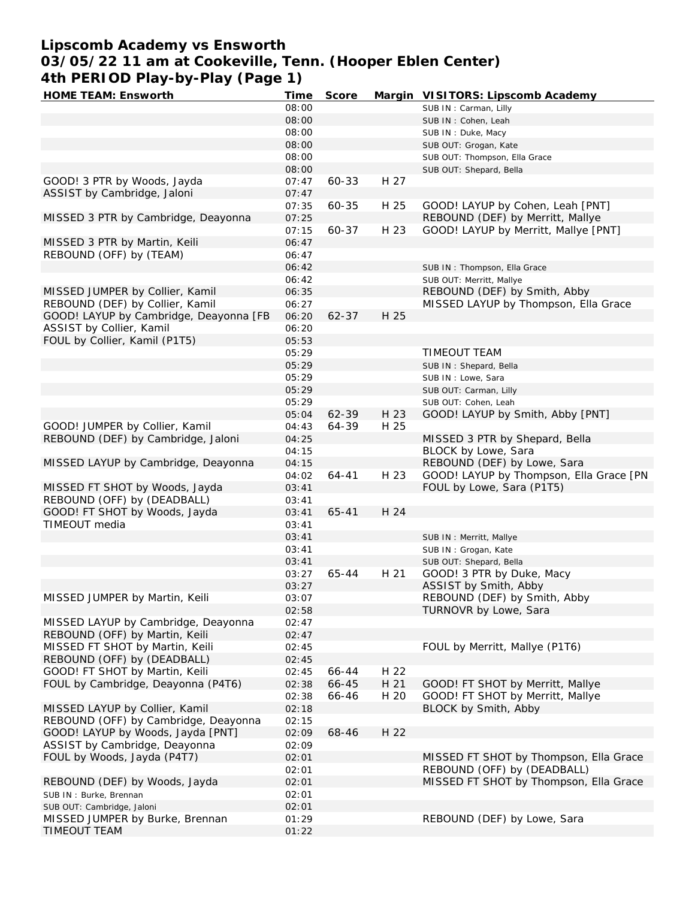# Lipscomb Academy vs Ensworth
## 03/05/22 11 am at Cookeville, Tenn. (Hooper Eblen Center)
### 4th PERIOD Play-by-Play (Page 1)

| HOME TEAM: Ensworth | Time | Score | Margin | VISITORS: Lipscomb Academy |
|---|---|---|---|---|
| | 08:00 | | | SUB IN : Carman, Lilly |
| | 08:00 | | | SUB IN : Cohen, Leah |
| | 08:00 | | | SUB IN : Duke, Macy |
| | 08:00 | | | SUB OUT: Grogan, Kate |
| | 08:00 | | | SUB OUT: Thompson, Ella Grace |
| | 08:00 | | | SUB OUT: Shepard, Bella |
| GOOD! 3 PTR by Woods, Jayda | 07:47 | 60-33 | H 27 | |
| ASSIST by Cambridge, Jaloni | 07:47 | | | |
| | 07:35 | 60-35 | H 25 | GOOD! LAYUP by Cohen, Leah [PNT] |
| MISSED 3 PTR by Cambridge, Deayonna | 07:25 | | | REBOUND (DEF) by Merritt, Mallye |
| | 07:15 | 60-37 | H 23 | GOOD! LAYUP by Merritt, Mallye [PNT] |
| MISSED 3 PTR by Martin, Keili | 06:47 | | | |
| REBOUND (OFF) by (TEAM) | 06:47 | | | |
| | 06:42 | | | SUB IN : Thompson, Ella Grace |
| | 06:42 | | | SUB OUT: Merritt, Mallye |
| MISSED JUMPER by Collier, Kamil | 06:35 | | | REBOUND (DEF) by Smith, Abby |
| REBOUND (DEF) by Collier, Kamil | 06:27 | | | MISSED LAYUP by Thompson, Ella Grace |
| GOOD! LAYUP by Cambridge, Deayonna [FB | 06:20 | 62-37 | H 25 | |
| ASSIST by Collier, Kamil | 06:20 | | | |
| FOUL by Collier, Kamil (P1T5) | 05:53 | | | |
| | 05:29 | | | TIMEOUT TEAM |
| | 05:29 | | | SUB IN : Shepard, Bella |
| | 05:29 | | | SUB IN : Lowe, Sara |
| | 05:29 | | | SUB OUT: Carman, Lilly |
| | 05:29 | | | SUB OUT: Cohen, Leah |
| | 05:04 | 62-39 | H 23 | GOOD! LAYUP by Smith, Abby [PNT] |
| GOOD! JUMPER by Collier, Kamil | 04:43 | 64-39 | H 25 | |
| REBOUND (DEF) by Cambridge, Jaloni | 04:25 | | | MISSED 3 PTR by Shepard, Bella |
| | 04:15 | | | BLOCK by Lowe, Sara |
| MISSED LAYUP by Cambridge, Deayonna | 04:15 | | | REBOUND (DEF) by Lowe, Sara |
| | 04:02 | 64-41 | H 23 | GOOD! LAYUP by Thompson, Ella Grace [PN |
| MISSED FT SHOT by Woods, Jayda | 03:41 | | | FOUL by Lowe, Sara (P1T5) |
| REBOUND (OFF) by (DEADBALL) | 03:41 | | | |
| GOOD! FT SHOT by Woods, Jayda | 03:41 | 65-41 | H 24 | |
| TIMEOUT media | 03:41 | | | |
| | 03:41 | | | SUB IN : Merritt, Mallye |
| | 03:41 | | | SUB IN : Grogan, Kate |
| | 03:41 | | | SUB OUT: Shepard, Bella |
| | 03:27 | 65-44 | H 21 | GOOD! 3 PTR by Duke, Macy |
| | 03:27 | | | ASSIST by Smith, Abby |
| MISSED JUMPER by Martin, Keili | 03:07 | | | REBOUND (DEF) by Smith, Abby |
| | 02:58 | | | TURNOVR by Lowe, Sara |
| MISSED LAYUP by Cambridge, Deayonna | 02:47 | | | |
| REBOUND (OFF) by Martin, Keili | 02:47 | | | |
| MISSED FT SHOT by Martin, Keili | 02:45 | | | FOUL by Merritt, Mallye (P1T6) |
| REBOUND (OFF) by (DEADBALL) | 02:45 | | | |
| GOOD! FT SHOT by Martin, Keili | 02:45 | 66-44 | H 22 | |
| FOUL by Cambridge, Deayonna (P4T6) | 02:38 | 66-45 | H 21 | GOOD! FT SHOT by Merritt, Mallye |
| | 02:38 | 66-46 | H 20 | GOOD! FT SHOT by Merritt, Mallye |
| MISSED LAYUP by Collier, Kamil | 02:18 | | | BLOCK by Smith, Abby |
| REBOUND (OFF) by Cambridge, Deayonna | 02:15 | | | |
| GOOD! LAYUP by Woods, Jayda [PNT] | 02:09 | 68-46 | H 22 | |
| ASSIST by Cambridge, Deayonna | 02:09 | | | |
| FOUL by Woods, Jayda (P4T7) | 02:01 | | | MISSED FT SHOT by Thompson, Ella Grace |
| | 02:01 | | | REBOUND (OFF) by (DEADBALL) |
| REBOUND (DEF) by Woods, Jayda | 02:01 | | | MISSED FT SHOT by Thompson, Ella Grace |
| SUB IN : Burke, Brennan | 02:01 | | | |
| SUB OUT: Cambridge, Jaloni | 02:01 | | | |
| MISSED JUMPER by Burke, Brennan | 01:29 | | | REBOUND (DEF) by Lowe, Sara |
| TIMEOUT TEAM | 01:22 | | | |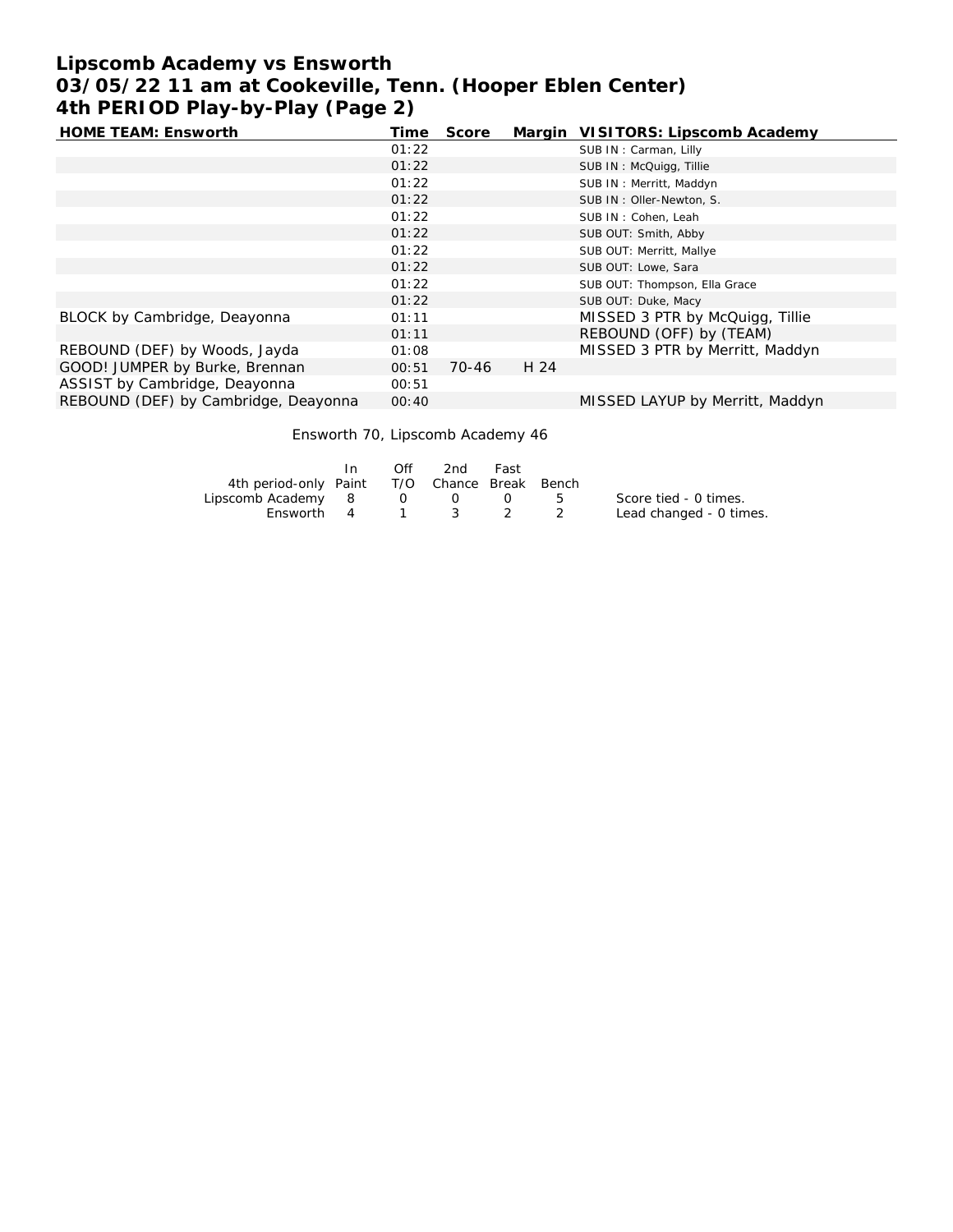# Lipscomb Academy vs Ensworth
## 03/05/22 11 am at Cookeville, Tenn. (Hooper Eblen Center)
## 4th PERIOD Play-by-Play (Page 2)

| HOME TEAM: Ensworth | Time | Score | Margin | VISITORS: Lipscomb Academy |
|---|---|---|---|---|
| | 01:22 | | | SUB IN : Carman, Lilly |
| | 01:22 | | | SUB IN : McQuigg, Tillie |
| | 01:22 | | | SUB IN : Merritt, Maddyn |
| | 01:22 | | | SUB IN : Oller-Newton, S. |
| | 01:22 | | | SUB IN : Cohen, Leah |
| | 01:22 | | | SUB OUT: Smith, Abby |
| | 01:22 | | | SUB OUT: Merritt, Mallye |
| | 01:22 | | | SUB OUT: Lowe, Sara |
| | 01:22 | | | SUB OUT: Thompson, Ella Grace |
| | 01:22 | | | SUB OUT: Duke, Macy |
| BLOCK by Cambridge, Deayonna | 01:11 | | | MISSED 3 PTR by McQuigg, Tillie |
| | 01:11 | | | REBOUND (OFF) by (TEAM) |
| REBOUND (DEF) by Woods, Jayda | 01:08 | | | MISSED 3 PTR by Merritt, Maddyn |
| GOOD! JUMPER by Burke, Brennan | 00:51 | 70-46 | H 24 | |
| ASSIST by Cambridge, Deayonna | 00:51 | | | |
| REBOUND (DEF) by Cambridge, Deayonna | 00:40 | | | MISSED LAYUP by Merritt, Maddyn |

Ensworth 70, Lipscomb Academy 46

| 4th period-only | In Paint | Off T/O | 2nd Chance | Fast Break | Bench | |
|---|---|---|---|---|---|---|
| Lipscomb Academy | 8 | 0 | 0 | 0 | 5 | Score tied - 0 times. |
| Ensworth | 4 | 1 | 3 | 2 | 2 | Lead changed - 0 times. |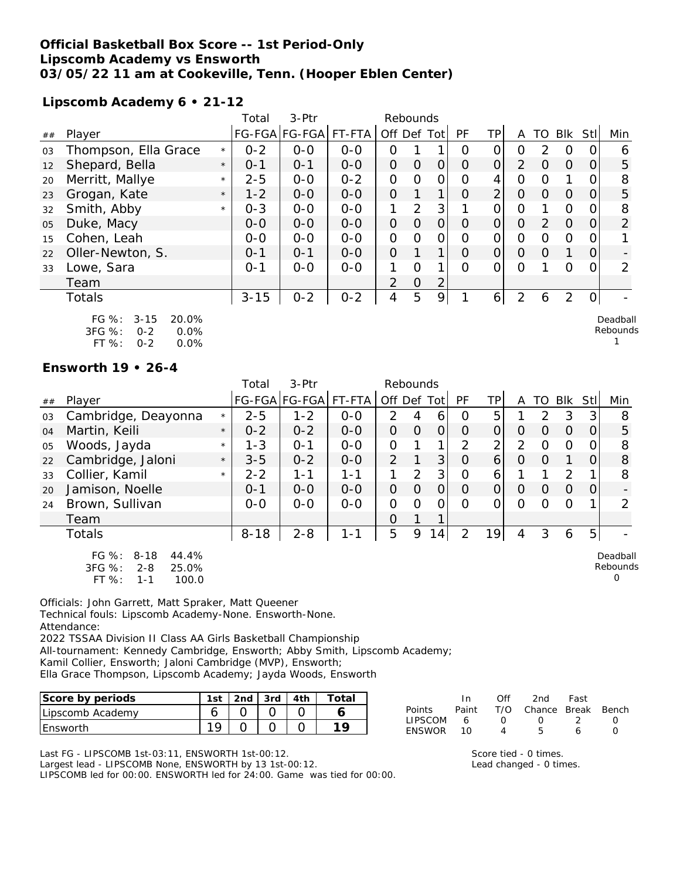**Official Basketball Box Score -- 1st Period-Only**
**Lipscomb Academy vs Ensworth**
**03/05/22 11 am at Cookeville, Tenn. (Hooper Eblen Center)**

**Lipscomb Academy 6 • 21-12**

| ## | Player | | Total FG-FGA | 3-Ptr FG-FGA | FT-FTA | Rebounds Off | Def | Tot | PF | TP | A | TO | Blk | Stl | Min |
|---|---|---|---|---|---|---|---|---|---|---|---|---|---|---|---|
| 03 | Thompson, Ella Grace | * | 0-2 | 0-0 | 0-0 | 0 | 1 | 1 | 0 | 0 | 0 | 2 | 0 | 0 | 6 |
| 12 | Shepard, Bella | * | 0-1 | 0-1 | 0-0 | 0 | 0 | 0 | 0 | 0 | 2 | 0 | 0 | 0 | 5 |
| 20 | Merritt, Mallye | * | 2-5 | 0-0 | 0-2 | 0 | 0 | 0 | 0 | 4 | 0 | 0 | 1 | 0 | 8 |
| 23 | Grogan, Kate | * | 1-2 | 0-0 | 0-0 | 0 | 1 | 1 | 0 | 2 | 0 | 0 | 0 | 0 | 5 |
| 32 | Smith, Abby | * | 0-3 | 0-0 | 0-0 | 1 | 2 | 3 | 1 | 0 | 0 | 1 | 0 | 0 | 8 |
| 05 | Duke, Macy | | 0-0 | 0-0 | 0-0 | 0 | 0 | 0 | 0 | 0 | 0 | 2 | 0 | 0 | 2 |
| 15 | Cohen, Leah | | 0-0 | 0-0 | 0-0 | 0 | 0 | 0 | 0 | 0 | 0 | 0 | 0 | 0 | 1 |
| 22 | Oller-Newton, S. | | 0-1 | 0-1 | 0-0 | 0 | 1 | 1 | 0 | 0 | 0 | 0 | 1 | 0 | - |
| 33 | Lowe, Sara | | 0-1 | 0-0 | 0-0 | 1 | 0 | 1 | 0 | 0 | 0 | 1 | 0 | 0 | 2 |
| | Team | | | | | 2 | 0 | 2 | | | | | | | |
| | Totals | | 3-15 | 0-2 | 0-2 | 4 | 5 | 9 | 1 | 6 | 2 | 6 | 2 | 0 | - |

FG %: 3-15 20.0%
3FG %: 0-2 0.0%
FT %: 0-2 0.0%

Deadball Rebounds 1

**Ensworth 19 • 26-4**

| ## | Player | | Total FG-FGA | 3-Ptr FG-FGA | FT-FTA | Rebounds Off | Def | Tot | PF | TP | A | TO | Blk | Stl | Min |
|---|---|---|---|---|---|---|---|---|---|---|---|---|---|---|---|
| 03 | Cambridge, Deayonna | * | 2-5 | 1-2 | 0-0 | 2 | 4 | 6 | 0 | 5 | 1 | 2 | 3 | 3 | 8 |
| 04 | Martin, Keili | * | 0-2 | 0-2 | 0-0 | 0 | 0 | 0 | 0 | 0 | 0 | 0 | 0 | 0 | 5 |
| 05 | Woods, Jayda | * | 1-3 | 0-1 | 0-0 | 0 | 1 | 1 | 2 | 2 | 2 | 0 | 0 | 0 | 8 |
| 22 | Cambridge, Jaloni | * | 3-5 | 0-2 | 0-0 | 2 | 1 | 3 | 0 | 6 | 0 | 0 | 1 | 0 | 8 |
| 33 | Collier, Kamil | * | 2-2 | 1-1 | 1-1 | 1 | 2 | 3 | 0 | 6 | 1 | 1 | 2 | 1 | 8 |
| 20 | Jamison, Noelle | | 0-1 | 0-0 | 0-0 | 0 | 0 | 0 | 0 | 0 | 0 | 0 | 0 | 0 | - |
| 24 | Brown, Sullivan | | 0-0 | 0-0 | 0-0 | 0 | 0 | 0 | 0 | 0 | 0 | 0 | 0 | 1 | 2 |
| | Team | | | | | 0 | 1 | 1 | | | | | | | |
| | Totals | | 8-18 | 2-8 | 1-1 | 5 | 9 | 14 | 2 | 19 | 4 | 3 | 6 | 5 | - |

FG %: 8-18 44.4%
3FG %: 2-8 25.0%
FT %: 1-1 100.0

Deadball Rebounds 0

Officials: John Garrett, Matt Spraker, Matt Queener
Technical fouls: Lipscomb Academy-None. Ensworth-None.
Attendance:
2022 TSSAA Division II Class AA Girls Basketball Championship
All-tournament: Kennedy Cambridge, Ensworth; Abby Smith, Lipscomb Academy;
Kamil Collier, Ensworth; Jaloni Cambridge (MVP), Ensworth;
Ella Grace Thompson, Lipscomb Academy; Jayda Woods, Ensworth

| Score by periods | 1st | 2nd | 3rd | 4th | Total |
|---|---|---|---|---|---|
| Lipscomb Academy | 6 | 0 | 0 | 0 | 6 |
| Ensworth | 19 | 0 | 0 | 0 | 19 |

| Points | In Paint | Off T/O | 2nd Chance | Fast Break | Bench |
|---|---|---|---|---|---|
| LIPSCOM | 6 | 0 | 0 | 2 | 0 |
| ENSWOR | 10 | 4 | 5 | 6 | 0 |

Last FG - LIPSCOMB 1st-03:11, ENSWORTH 1st-00:12.
Largest lead - LIPSCOMB None, ENSWORTH by 13 1st-00:12.
LIPSCOMB led for 00:00. ENSWORTH led for 24:00. Game was tied for 00:00.

Score tied - 0 times.
Lead changed - 0 times.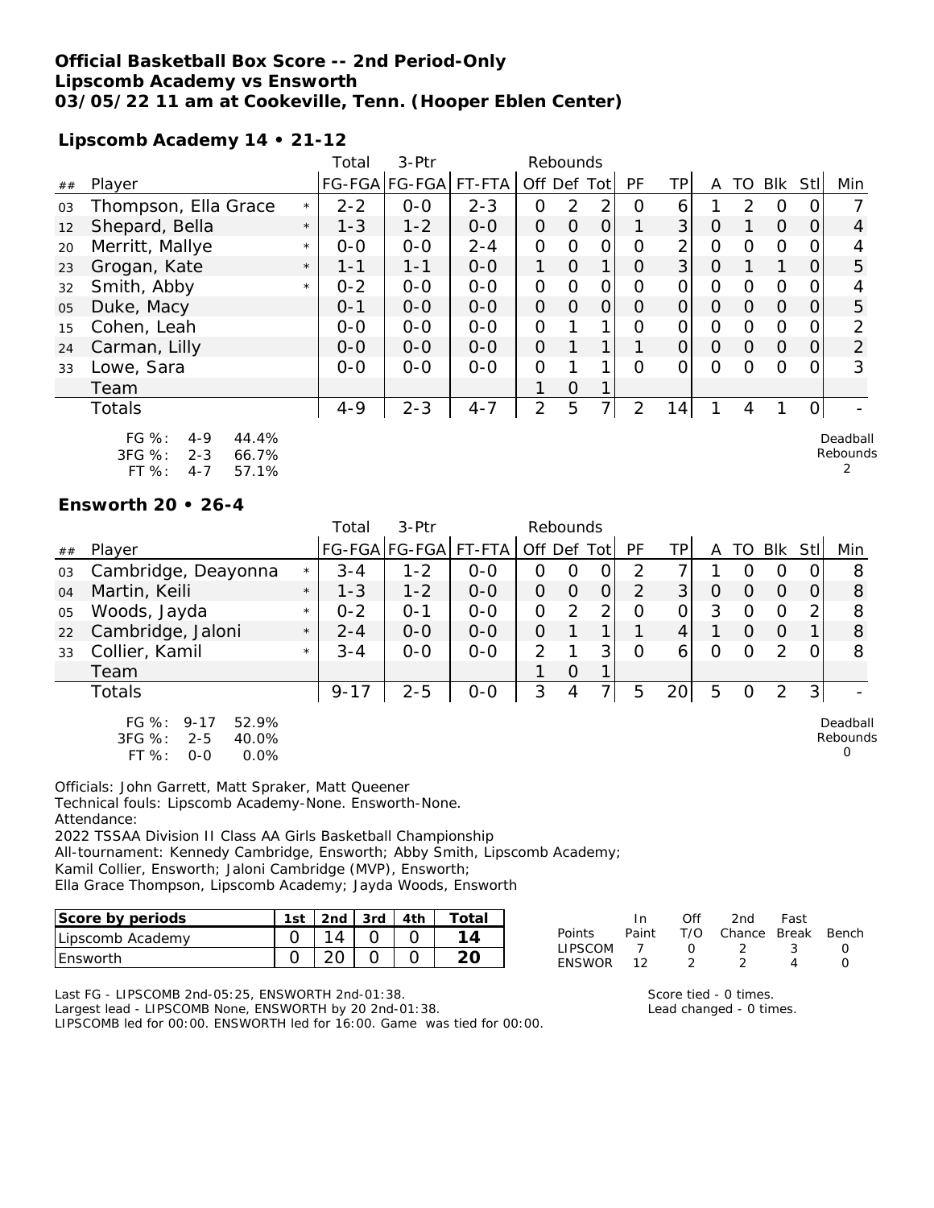# Official Basketball Box Score -- 2nd Period-Only
## Lipscomb Academy vs Ensworth
## 03/05/22 11 am at Cookeville, Tenn. (Hooper Eblen Center)

**Lipscomb Academy 14 • 21-12**

| ## | Player | | Total FG-FGA | 3-Ptr FG-FGA | FT-FTA | Rebounds Off | Def | Tot | PF | TP | A | TO | Blk | Stl | Min |
|---|---|---|---|---|---|---|---|---|---|---|---|---|---|---|---|
| 03 | Thompson, Ella Grace | * | 2-2 | 0-0 | 2-3 | 0 | 2 | 2 | 0 | 6 | 1 | 2 | 0 | 0 | 7 |
| 12 | Shepard, Bella | * | 1-3 | 1-2 | 0-0 | 0 | 0 | 0 | 1 | 3 | 0 | 1 | 0 | 0 | 4 |
| 20 | Merritt, Mallye | * | 0-0 | 0-0 | 2-4 | 0 | 0 | 0 | 0 | 2 | 0 | 0 | 0 | 0 | 4 |
| 23 | Grogan, Kate | * | 1-1 | 1-1 | 0-0 | 1 | 0 | 1 | 0 | 3 | 0 | 1 | 1 | 0 | 5 |
| 32 | Smith, Abby | * | 0-2 | 0-0 | 0-0 | 0 | 0 | 0 | 0 | 0 | 0 | 0 | 0 | 0 | 4 |
| 05 | Duke, Macy | | 0-1 | 0-0 | 0-0 | 0 | 0 | 0 | 0 | 0 | 0 | 0 | 0 | 0 | 5 |
| 15 | Cohen, Leah | | 0-0 | 0-0 | 0-0 | 0 | 1 | 1 | 0 | 0 | 0 | 0 | 0 | 0 | 2 |
| 24 | Carman, Lilly | | 0-0 | 0-0 | 0-0 | 0 | 1 | 1 | 1 | 0 | 0 | 0 | 0 | 0 | 2 |
| 33 | Lowe, Sara | | 0-0 | 0-0 | 0-0 | 0 | 1 | 1 | 0 | 0 | 0 | 0 | 0 | 0 | 3 |
| | Team | | | | | 1 | 0 | 1 | | | | | | | |
| | Totals | | 4-9 | 2-3 | 4-7 | 2 | 5 | 7 | 2 | 14 | 1 | 4 | 1 | 0 | - |

FG %: 4-9 44.4%
3FG %: 2-3 66.7%
FT %: 4-7 57.1%

Deadball Rebounds 2

**Ensworth 20 • 26-4**

| ## | Player | | Total FG-FGA | 3-Ptr FG-FGA | FT-FTA | Rebounds Off | Def | Tot | PF | TP | A | TO | Blk | Stl | Min |
|---|---|---|---|---|---|---|---|---|---|---|---|---|---|---|---|
| 03 | Cambridge, Deayonna | * | 3-4 | 1-2 | 0-0 | 0 | 0 | 0 | 2 | 7 | 1 | 0 | 0 | 0 | 8 |
| 04 | Martin, Keili | * | 1-3 | 1-2 | 0-0 | 0 | 0 | 0 | 2 | 3 | 0 | 0 | 0 | 0 | 8 |
| 05 | Woods, Jayda | * | 0-2 | 0-1 | 0-0 | 0 | 2 | 2 | 0 | 0 | 3 | 0 | 0 | 2 | 8 |
| 22 | Cambridge, Jaloni | * | 2-4 | 0-0 | 0-0 | 0 | 1 | 1 | 1 | 4 | 1 | 0 | 0 | 1 | 8 |
| 33 | Collier, Kamil | * | 3-4 | 0-0 | 0-0 | 2 | 1 | 3 | 0 | 6 | 0 | 0 | 2 | 0 | 8 |
| | Team | | | | | 1 | 0 | 1 | | | | | | | |
| | Totals | | 9-17 | 2-5 | 0-0 | 3 | 4 | 7 | 5 | 20 | 5 | 0 | 2 | 3 | - |

FG %: 9-17 52.9%
3FG %: 2-5 40.0%
FT %: 0-0 0.0%

Deadball Rebounds 0

Officials: John Garrett, Matt Spraker, Matt Queener
Technical fouls: Lipscomb Academy-None. Ensworth-None.
Attendance:
2022 TSSAA Division II Class AA Girls Basketball Championship
All-tournament: Kennedy Cambridge, Ensworth; Abby Smith, Lipscomb Academy;
Kamil Collier, Ensworth; Jaloni Cambridge (MVP), Ensworth;
Ella Grace Thompson, Lipscomb Academy; Jayda Woods, Ensworth

| Score by periods | 1st | 2nd | 3rd | 4th | Total |
|---|---|---|---|---|---|
| Lipscomb Academy | 0 | 14 | 0 | 0 | 14 |
| Ensworth | 0 | 20 | 0 | 0 | 20 |

| Points | In Paint | Off T/O | 2nd Chance | Fast Break | Bench |
|---|---|---|---|---|---|
| LIPSCOM | 7 | 0 | 2 | 3 | 0 |
| ENSWOR | 12 | 2 | 2 | 4 | 0 |

Last FG - LIPSCOMB 2nd-05:25, ENSWORTH 2nd-01:38.
Largest lead - LIPSCOMB None, ENSWORTH by 20 2nd-01:38.
LIPSCOMB led for 00:00. ENSWORTH led for 16:00. Game was tied for 00:00.

Score tied - 0 times.
Lead changed - 0 times.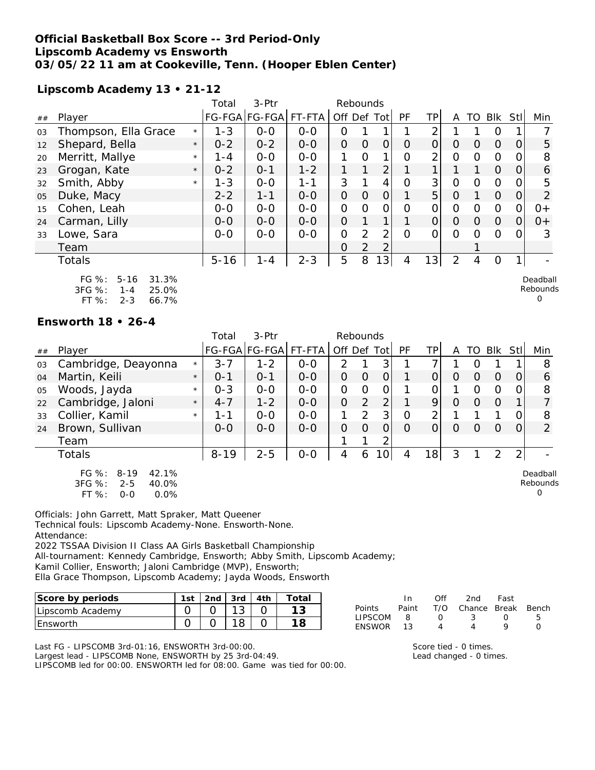**Official Basketball Box Score -- 3rd Period-Only**
**Lipscomb Academy vs Ensworth**
**03/05/22 11 am at Cookeville, Tenn. (Hooper Eblen Center)**

**Lipscomb Academy 13 • 21-12**

| ## | Player | | Total FG-FGA | 3-Ptr FG-FGA | FT-FTA | Rebounds Off | Def | Tot | PF | TP | A | TO | Blk | Stl | Min |
|---|---|---|---|---|---|---|---|---|---|---|---|---|---|---|---|
| 03 | Thompson, Ella Grace | * | 1-3 | 0-0 | 0-0 | 0 | 1 | 1 | 1 | 2 | 1 | 1 | 0 | 1 | 7 |
| 12 | Shepard, Bella | * | 0-2 | 0-2 | 0-0 | 0 | 0 | 0 | 0 | 0 | 0 | 0 | 0 | 0 | 5 |
| 20 | Merritt, Mallye | * | 1-4 | 0-0 | 0-0 | 1 | 0 | 1 | 0 | 2 | 0 | 0 | 0 | 0 | 8 |
| 23 | Grogan, Kate | * | 0-2 | 0-1 | 1-2 | 1 | 1 | 2 | 1 | 1 | 1 | 1 | 0 | 0 | 6 |
| 32 | Smith, Abby | * | 1-3 | 0-0 | 1-1 | 3 | 1 | 4 | 0 | 3 | 0 | 0 | 0 | 0 | 5 |
| 05 | Duke, Macy | | 2-2 | 1-1 | 0-0 | 0 | 0 | 0 | 1 | 5 | 0 | 1 | 0 | 0 | 2 |
| 15 | Cohen, Leah | | 0-0 | 0-0 | 0-0 | 0 | 0 | 0 | 0 | 0 | 0 | 0 | 0 | 0 | 0+ |
| 24 | Carman, Lilly | | 0-0 | 0-0 | 0-0 | 0 | 1 | 1 | 1 | 0 | 0 | 0 | 0 | 0 | 0+ |
| 33 | Lowe, Sara | | 0-0 | 0-0 | 0-0 | 0 | 2 | 2 | 0 | 0 | 0 | 0 | 0 | 0 | 3 |
| | Team | | | | | 0 | 2 | 2 | | | | 1 | | | |
| | Totals | | 5-16 | 1-4 | 2-3 | 5 | 8 | 13 | 4 | 13 | 2 | 4 | 0 | 1 | - |

FG %: 5-16 31.3%
3FG %: 1-4 25.0%
FT %: 2-3 66.7%

Deadball Rebounds 0

**Ensworth 18 • 26-4**

| ## | Player | | Total FG-FGA | 3-Ptr FG-FGA | FT-FTA | Rebounds Off | Def | Tot | PF | TP | A | TO | Blk | Stl | Min |
|---|---|---|---|---|---|---|---|---|---|---|---|---|---|---|---|
| 03 | Cambridge, Deayonna | * | 3-7 | 1-2 | 0-0 | 2 | 1 | 3 | 1 | 7 | 1 | 0 | 1 | 1 | 8 |
| 04 | Martin, Keili | * | 0-1 | 0-1 | 0-0 | 0 | 0 | 0 | 1 | 0 | 0 | 0 | 0 | 0 | 6 |
| 05 | Woods, Jayda | * | 0-3 | 0-0 | 0-0 | 0 | 0 | 0 | 1 | 0 | 1 | 0 | 0 | 0 | 8 |
| 22 | Cambridge, Jaloni | * | 4-7 | 1-2 | 0-0 | 0 | 2 | 2 | 1 | 9 | 0 | 0 | 0 | 1 | 7 |
| 33 | Collier, Kamil | * | 1-1 | 0-0 | 0-0 | 1 | 2 | 3 | 0 | 2 | 1 | 1 | 1 | 0 | 8 |
| 24 | Brown, Sullivan | | 0-0 | 0-0 | 0-0 | 0 | 0 | 0 | 0 | 0 | 0 | 0 | 0 | 0 | 2 |
| | Team | | | | | 1 | 1 | 2 | | | | | | | |
| | Totals | | 8-19 | 2-5 | 0-0 | 4 | 6 | 10 | 4 | 18 | 3 | 1 | 2 | 2 | - |

FG %: 8-19 42.1%
3FG %: 2-5 40.0%
FT %: 0-0 0.0%

Deadball Rebounds 0

Officials: John Garrett, Matt Spraker, Matt Queener
Technical fouls: Lipscomb Academy-None. Ensworth-None.
Attendance:
2022 TSSAA Division II Class AA Girls Basketball Championship
All-tournament: Kennedy Cambridge, Ensworth; Abby Smith, Lipscomb Academy;
Kamil Collier, Ensworth; Jaloni Cambridge (MVP), Ensworth;
Ella Grace Thompson, Lipscomb Academy; Jayda Woods, Ensworth

| Score by periods | 1st | 2nd | 3rd | 4th | Total |
|---|---|---|---|---|---|
| Lipscomb Academy | 0 | 0 | 13 | 0 | 13 |
| Ensworth | 0 | 0 | 18 | 0 | 18 |

| Points | In Paint | Off T/O | 2nd Chance | Fast Break | Bench |
|---|---|---|---|---|---|
| LIPSCOM | 8 | 0 | 3 | 0 | 5 |
| ENSWOR | 13 | 4 | 4 | 9 | 0 |

Last FG - LIPSCOMB 3rd-01:16, ENSWORTH 3rd-00:00.
Largest lead - LIPSCOMB None, ENSWORTH by 25 3rd-04:49.
LIPSCOMB led for 00:00. ENSWORTH led for 08:00. Game was tied for 00:00.

Score tied - 0 times.
Lead changed - 0 times.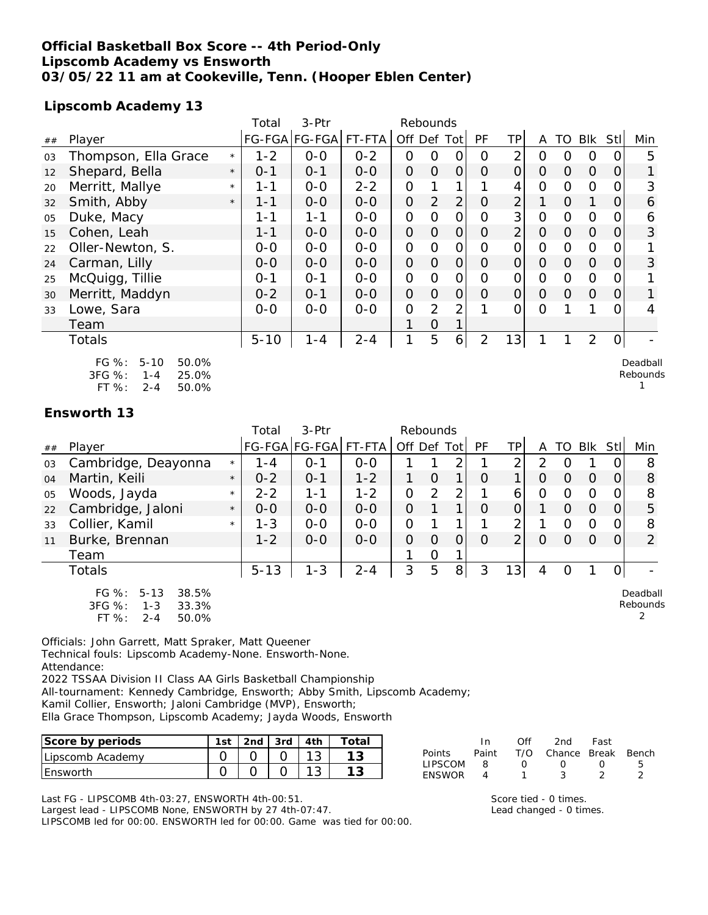**Official Basketball Box Score -- 4th Period-Only**
**Lipscomb Academy vs Ensworth**
**03/05/22 11 am at Cookeville, Tenn. (Hooper Eblen Center)**

**Lipscomb Academy 13**

| ## | Player | | Total FG-FGA | 3-Ptr FG-FGA | FT-FTA | Rebounds Off | Def | Tot | PF | TP | A | TO | Blk | Stl | Min |
|---|---|---|---|---|---|---|---|---|---|---|---|---|---|---|---|
| 03 | Thompson, Ella Grace | * | 1-2 | 0-0 | 0-2 | 0 | 0 | 0 | 0 | 2 | 0 | 0 | 0 | 0 | 5 |
| 12 | Shepard, Bella | * | 0-1 | 0-1 | 0-0 | 0 | 0 | 0 | 0 | 0 | 0 | 0 | 0 | 0 | 1 |
| 20 | Merritt, Mallye | * | 1-1 | 0-0 | 2-2 | 0 | 1 | 1 | 1 | 4 | 0 | 0 | 0 | 0 | 3 |
| 32 | Smith, Abby | * | 1-1 | 0-0 | 0-0 | 0 | 2 | 2 | 0 | 2 | 1 | 0 | 1 | 0 | 6 |
| 05 | Duke, Macy | | 1-1 | 1-1 | 0-0 | 0 | 0 | 0 | 0 | 3 | 0 | 0 | 0 | 0 | 6 |
| 15 | Cohen, Leah | | 1-1 | 0-0 | 0-0 | 0 | 0 | 0 | 0 | 2 | 0 | 0 | 0 | 0 | 3 |
| 22 | Oller-Newton, S. | | 0-0 | 0-0 | 0-0 | 0 | 0 | 0 | 0 | 0 | 0 | 0 | 0 | 0 | 1 |
| 24 | Carman, Lilly | | 0-0 | 0-0 | 0-0 | 0 | 0 | 0 | 0 | 0 | 0 | 0 | 0 | 0 | 3 |
| 25 | McQuigg, Tillie | | 0-1 | 0-1 | 0-0 | 0 | 0 | 0 | 0 | 0 | 0 | 0 | 0 | 0 | 1 |
| 30 | Merritt, Maddyn | | 0-2 | 0-1 | 0-0 | 0 | 0 | 0 | 0 | 0 | 0 | 0 | 0 | 0 | 1 |
| 33 | Lowe, Sara | | 0-0 | 0-0 | 0-0 | 0 | 2 | 2 | 1 | 0 | 0 | 1 | 1 | 0 | 4 |
| | Team | | | | | 1 | 0 | 1 | | | | | | | |
| | Totals | | 5-10 | 1-4 | 2-4 | 1 | 5 | 6 | 2 | 13 | 1 | 1 | 2 | 0 | - |

FG %: 5-10 50.0%
3FG %: 1-4 25.0%
FT %: 2-4 50.0%

Deadball Rebounds 1

**Ensworth 13**

| ## | Player | | Total FG-FGA | 3-Ptr FG-FGA | FT-FTA | Rebounds Off | Def | Tot | PF | TP | A | TO | Blk | Stl | Min |
|---|---|---|---|---|---|---|---|---|---|---|---|---|---|---|---|
| 03 | Cambridge, Deayonna | * | 1-4 | 0-1 | 0-0 | 1 | 1 | 2 | 1 | 2 | 2 | 0 | 1 | 0 | 8 |
| 04 | Martin, Keili | * | 0-2 | 0-1 | 1-2 | 1 | 0 | 1 | 0 | 1 | 0 | 0 | 0 | 0 | 8 |
| 05 | Woods, Jayda | * | 2-2 | 1-1 | 1-2 | 0 | 2 | 2 | 1 | 6 | 0 | 0 | 0 | 0 | 8 |
| 22 | Cambridge, Jaloni | * | 0-0 | 0-0 | 0-0 | 0 | 1 | 1 | 0 | 0 | 1 | 0 | 0 | 0 | 5 |
| 33 | Collier, Kamil | * | 1-3 | 0-0 | 0-0 | 0 | 1 | 1 | 1 | 2 | 1 | 0 | 0 | 0 | 8 |
| 11 | Burke, Brennan | | 1-2 | 0-0 | 0-0 | 0 | 0 | 0 | 0 | 2 | 0 | 0 | 0 | 0 | 2 |
| | Team | | | | | 1 | 0 | 1 | | | | | | | |
| | Totals | | 5-13 | 1-3 | 2-4 | 3 | 5 | 8 | 3 | 13 | 4 | 0 | 1 | 0 | - |

FG %: 5-13 38.5%
3FG %: 1-3 33.3%
FT %: 2-4 50.0%

Deadball Rebounds 2

Officials: John Garrett, Matt Spraker, Matt Queener
Technical fouls: Lipscomb Academy-None. Ensworth-None.
Attendance:
2022 TSSAA Division II Class AA Girls Basketball Championship
All-tournament: Kennedy Cambridge, Ensworth; Abby Smith, Lipscomb Academy;
Kamil Collier, Ensworth; Jaloni Cambridge (MVP), Ensworth;
Ella Grace Thompson, Lipscomb Academy; Jayda Woods, Ensworth

| Score by periods | 1st | 2nd | 3rd | 4th | Total |
|---|---|---|---|---|---|
| Lipscomb Academy | 0 | 0 | 0 | 13 | **13** |
| Ensworth | 0 | 0 | 0 | 13 | **13** |

| Points | In Paint | Off T/O | 2nd Chance | Fast Break | Bench |
|---|---|---|---|---|---|
| LIPSCOM | 8 | 0 | 0 | 0 | 5 |
| ENSWOR | 4 | 1 | 3 | 2 | 2 |

Last FG - LIPSCOMB 4th-03:27, ENSWORTH 4th-00:51.
Largest lead - LIPSCOMB None, ENSWORTH by 27 4th-07:47.
LIPSCOMB led for 00:00. ENSWORTH led for 00:00. Game was tied for 00:00.

Score tied - 0 times.
Lead changed - 0 times.